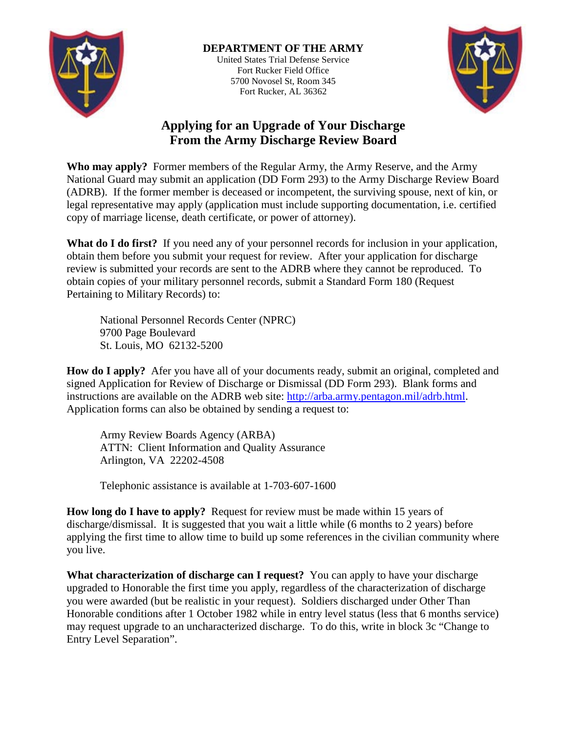**DEPARTMENT OF THE ARMY**
United States Trial Defense Service
Fort Rucker Field Office
5700 Novosel St, Room 345
Fort Rucker, AL 36362

# Applying for an Upgrade of Your Discharge From the Army Discharge Review Board

**Who may apply?** Former members of the Regular Army, the Army Reserve, and the Army National Guard may submit an application (DD Form 293) to the Army Discharge Review Board (ADRB). If the former member is deceased or incompetent, the surviving spouse, next of kin, or legal representative may apply (application must include supporting documentation, i.e. certified copy of marriage license, death certificate, or power of attorney).

**What do I do first?** If you need any of your personnel records for inclusion in your application, obtain them before you submit your request for review. After your application for discharge review is submitted your records are sent to the ADRB where they cannot be reproduced. To obtain copies of your military personnel records, submit a Standard Form 180 (Request Pertaining to Military Records) to:

> National Personnel Records Center (NPRC)
> 9700 Page Boulevard
> St. Louis, MO 62132-5200

**How do I apply?** Afer you have all of your documents ready, submit an original, completed and signed Application for Review of Discharge or Dismissal (DD Form 293). Blank forms and instructions are available on the ADRB web site: http://arba.army.pentagon.mil/adrb.html. Application forms can also be obtained by sending a request to:

> Army Review Boards Agency (ARBA)
> ATTN: Client Information and Quality Assurance
> Arlington, VA 22202-4508
>
> Telephonic assistance is available at 1-703-607-1600

**How long do I have to apply?** Request for review must be made within 15 years of discharge/dismissal. It is suggested that you wait a little while (6 months to 2 years) before applying the first time to allow time to build up some references in the civilian community where you live.

**What characterization of discharge can I request?** You can apply to have your discharge upgraded to Honorable the first time you apply, regardless of the characterization of discharge you were awarded (but be realistic in your request). Soldiers discharged under Other Than Honorable conditions after 1 October 1982 while in entry level status (less that 6 months service) may request upgrade to an uncharacterized discharge. To do this, write in block 3c "Change to Entry Level Separation".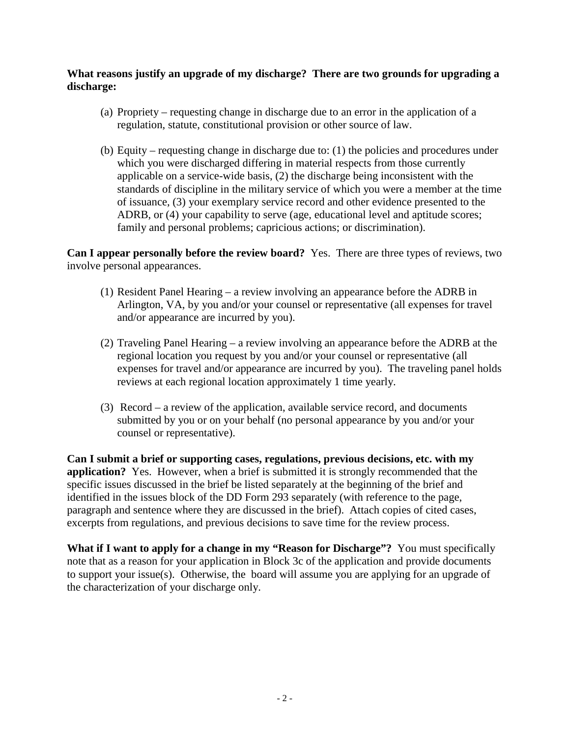**What reasons justify an upgrade of my discharge? There are two grounds for upgrading a discharge:**

(a) Propriety – requesting change in discharge due to an error in the application of a regulation, statute, constitutional provision or other source of law.

(b) Equity – requesting change in discharge due to: (1) the policies and procedures under which you were discharged differing in material respects from those currently applicable on a service-wide basis, (2) the discharge being inconsistent with the standards of discipline in the military service of which you were a member at the time of issuance, (3) your exemplary service record and other evidence presented to the ADRB, or (4) your capability to serve (age, educational level and aptitude scores; family and personal problems; capricious actions; or discrimination).

**Can I appear personally before the review board?** Yes. There are three types of reviews, two involve personal appearances.

(1) Resident Panel Hearing – a review involving an appearance before the ADRB in Arlington, VA, by you and/or your counsel or representative (all expenses for travel and/or appearance are incurred by you).

(2) Traveling Panel Hearing – a review involving an appearance before the ADRB at the regional location you request by you and/or your counsel or representative (all expenses for travel and/or appearance are incurred by you). The traveling panel holds reviews at each regional location approximately 1 time yearly.

(3) Record – a review of the application, available service record, and documents submitted by you or on your behalf (no personal appearance by you and/or your counsel or representative).

**Can I submit a brief or supporting cases, regulations, previous decisions, etc. with my application?** Yes. However, when a brief is submitted it is strongly recommended that the specific issues discussed in the brief be listed separately at the beginning of the brief and identified in the issues block of the DD Form 293 separately (with reference to the page, paragraph and sentence where they are discussed in the brief). Attach copies of cited cases, excerpts from regulations, and previous decisions to save time for the review process.

**What if I want to apply for a change in my "Reason for Discharge"?** You must specifically note that as a reason for your application in Block 3c of the application and provide documents to support your issue(s). Otherwise, the board will assume you are applying for an upgrade of the characterization of your discharge only.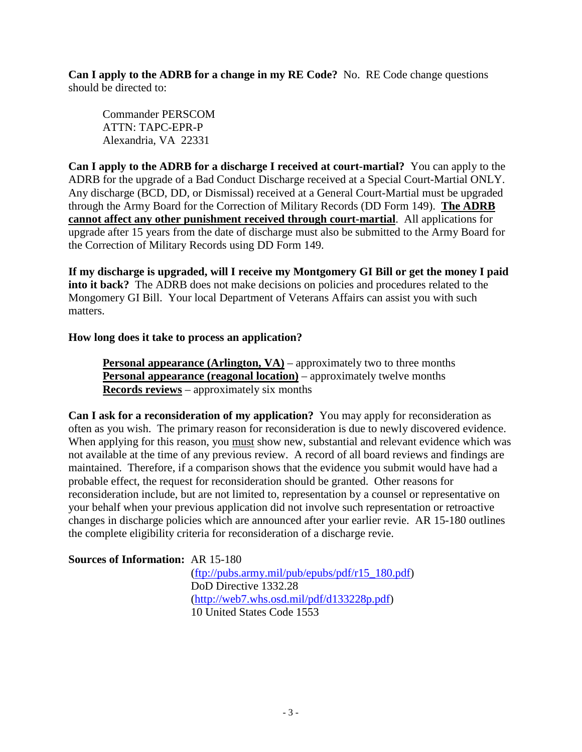**Can I apply to the ADRB for a change in my RE Code?** No. RE Code change questions should be directed to:

Commander PERSCOM
ATTN: TAPC-EPR-P
Alexandria, VA 22331

**Can I apply to the ADRB for a discharge I received at court-martial?** You can apply to the ADRB for the upgrade of a Bad Conduct Discharge received at a Special Court-Martial ONLY. Any discharge (BCD, DD, or Dismissal) received at a General Court-Martial must be upgraded through the Army Board for the Correction of Military Records (DD Form 149). **The ADRB cannot affect any other punishment received through court-martial**. All applications for upgrade after 15 years from the date of discharge must also be submitted to the Army Board for the Correction of Military Records using DD Form 149.

**If my discharge is upgraded, will I receive my Montgomery GI Bill or get the money I paid into it back?** The ADRB does not make decisions on policies and procedures related to the Mongomery GI Bill. Your local Department of Veterans Affairs can assist you with such matters.

**How long does it take to process an application?**

**Personal appearance (Arlington, VA)** – approximately two to three months
**Personal appearance (reagonal location)** – approximately twelve months
**Records reviews** – approximately six months

**Can I ask for a reconsideration of my application?** You may apply for reconsideration as often as you wish. The primary reason for reconsideration is due to newly discovered evidence. When applying for this reason, you must show new, substantial and relevant evidence which was not available at the time of any previous review. A record of all board reviews and findings are maintained. Therefore, if a comparison shows that the evidence you submit would have had a probable effect, the request for reconsideration should be granted. Other reasons for reconsideration include, but are not limited to, representation by a counsel or representative on your behalf when your previous application did not involve such representation or retroactive changes in discharge policies which are announced after your earlier revie. AR 15-180 outlines the complete eligibility criteria for reconsideration of a discharge revie.

**Sources of Information:** AR 15-180
(ftp://pubs.army.mil/pub/epubs/pdf/r15_180.pdf)
DoD Directive 1332.28
(http://web7.whs.osd.mil/pdf/d133228p.pdf)
10 United States Code 1553